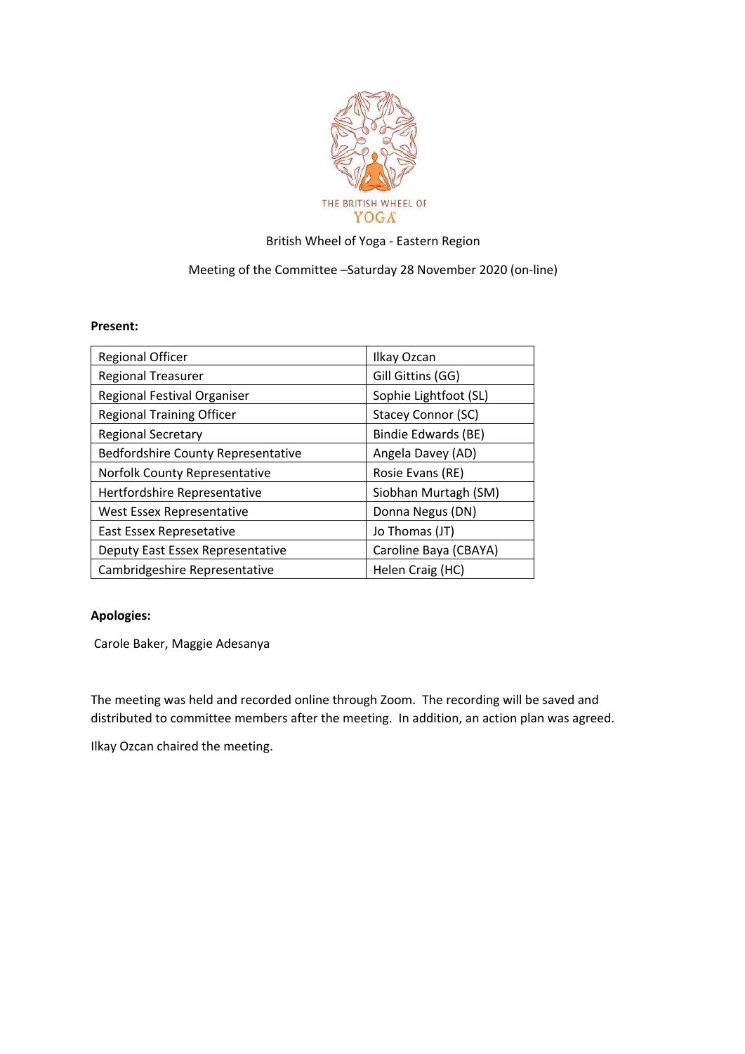British Wheel of Yoga - Eastern Region

Meeting of the Committee –Saturday 28 November 2020 (on-line)

**Present:**

| Regional Officer | Ilkay Ozcan |
|---|---|
| Regional Treasurer | Gill Gittins (GG) |
| Regional Festival Organiser | Sophie Lightfoot (SL) |
| Regional Training Officer | Stacey Connor (SC) |
| Regional Secretary | Bindie Edwards (BE) |
| Bedfordshire County Representative | Angela Davey (AD) |
| Norfolk County Representative | Rosie Evans (RE) |
| Hertfordshire Representative | Siobhan Murtagh (SM) |
| West Essex Representative | Donna Negus (DN) |
| East Essex Represetative | Jo Thomas (JT) |
| Deputy East Essex Representative | Caroline Baya (CBAYA) |
| Cambridgeshire Representative | Helen Craig (HC) |

**Apologies:**

Carole Baker, Maggie Adesanya

The meeting was held and recorded online through Zoom. The recording will be saved and distributed to committee members after the meeting. In addition, an action plan was agreed.

Ilkay Ozcan chaired the meeting.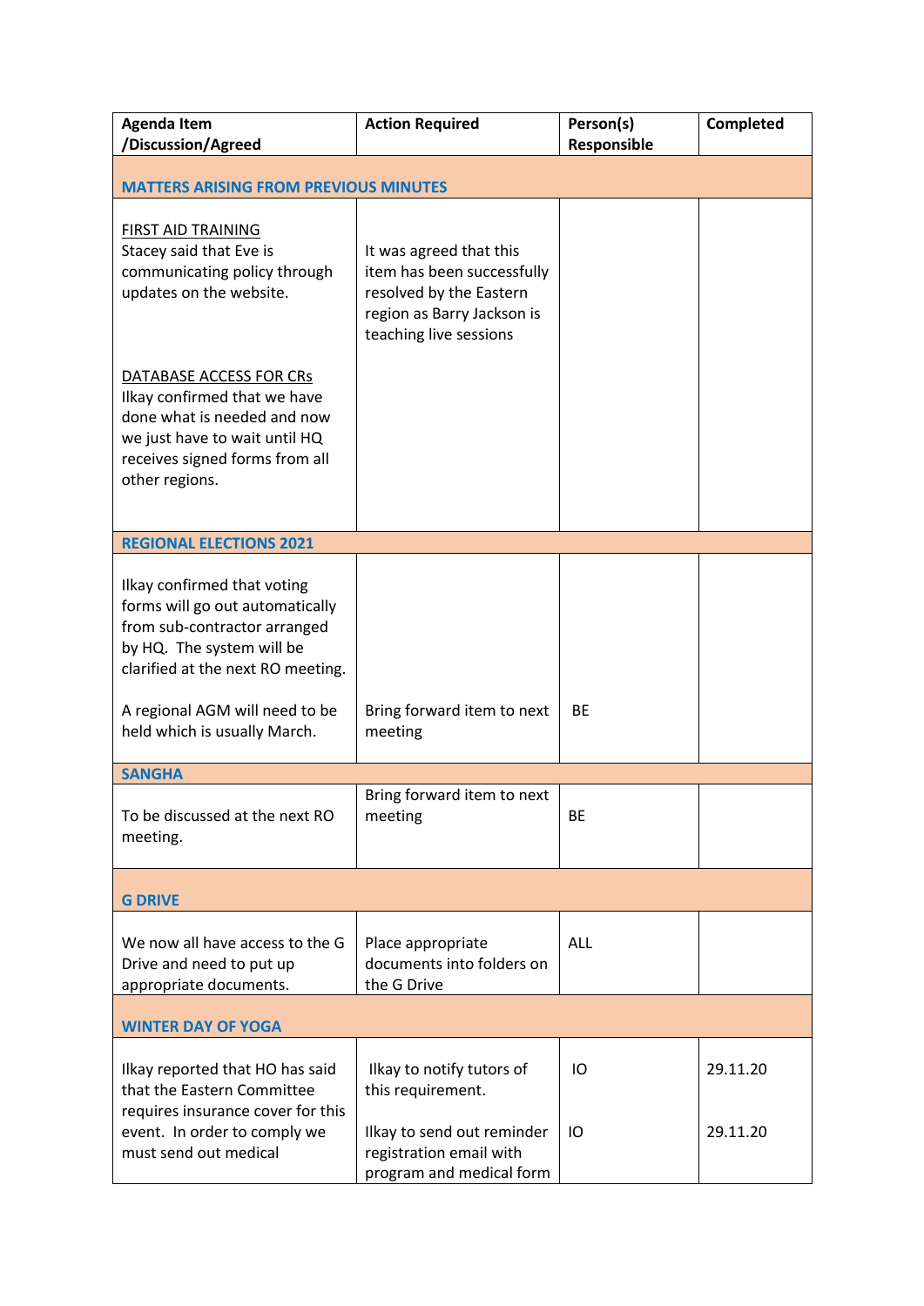| Agenda Item /Discussion/Agreed | Action Required | Person(s) Responsible | Completed |
|---|---|---|---|
| **MATTERS ARISING FROM PREVIOUS MINUTES** | | | |
| FIRST AID TRAINING<br>Stacey said that Eve is communicating policy through updates on the website. | It was agreed that this item has been successfully resolved by the Eastern region as Barry Jackson is teaching live sessions | | |
| DATABASE ACCESS FOR CRs<br>Ilkay confirmed that we have done what is needed and now we just have to wait until HQ receives signed forms from all other regions. | | | |
| **REGIONAL ELECTIONS 2021** | | | |
| Ilkay confirmed that voting forms will go out automatically from sub-contractor arranged by HQ. The system will be clarified at the next RO meeting. | | | |
| A regional AGM will need to be held which is usually March. | Bring forward item to next meeting | BE | |
| **SANGHA** | | | |
| To be discussed at the next RO meeting. | Bring forward item to next meeting | BE | |
| **G DRIVE** | | | |
| We now all have access to the G Drive and need to put up appropriate documents. | Place appropriate documents into folders on the G Drive | ALL | |
| **WINTER DAY OF YOGA** | | | |
| Ilkay reported that HO has said that the Eastern Committee requires insurance cover for this event. In order to comply we must send out medical | Ilkay to notify tutors of this requirement.<br><br>Ilkay to send out reminder registration email with program and medical form | IO<br><br>IO | 29.11.20<br><br>29.11.20 |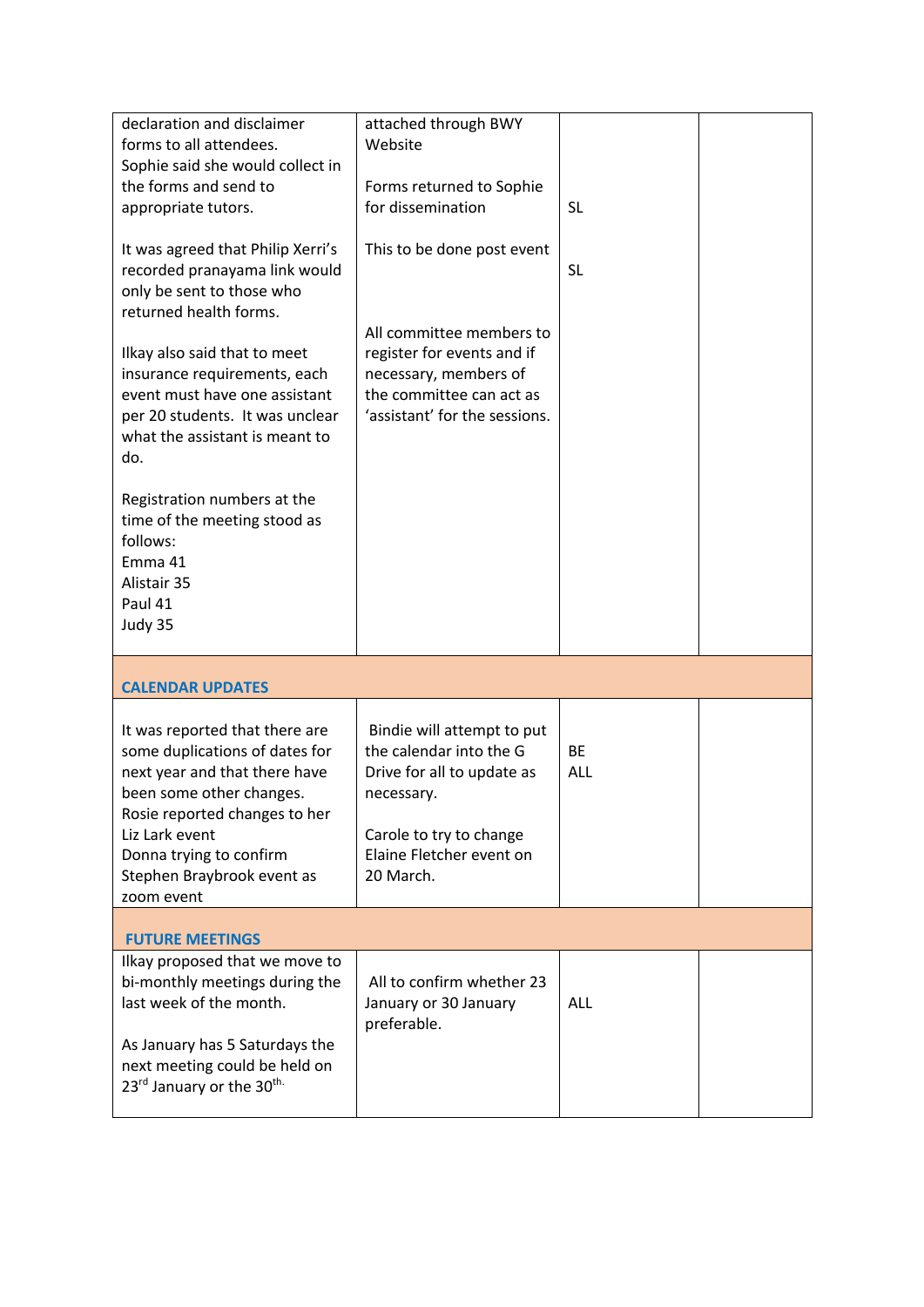| | | | |
|---|---|---|---|
| declaration and disclaimer forms to all attendees. Sophie said she would collect in the forms and send to appropriate tutors. | attached through BWY Website<br><br>Forms returned to Sophie for dissemination | SL | |
| It was agreed that Philip Xerri's recorded pranayama link would only be sent to those who returned health forms. | This to be done post event | SL | |
| Ilkay also said that to meet insurance requirements, each event must have one assistant per 20 students. It was unclear what the assistant is meant to do.<br><br>Registration numbers at the time of the meeting stood as follows:<br>Emma 41<br>Alistair 35<br>Paul 41<br>Judy 35 | All committee members to register for events and if necessary, members of the committee can act as 'assistant' for the sessions. | | |
| **CALENDAR UPDATES** | | | |
| It was reported that there are some duplications of dates for next year and that there have been some other changes.<br>Rosie reported changes to her Liz Lark event<br>Donna trying to confirm Stephen Braybrook event as zoom event | Bindie will attempt to put the calendar into the G Drive for all to update as necessary.<br><br>Carole to try to change Elaine Fletcher event on 20 March. | BE<br>ALL | |
| **FUTURE MEETINGS** | | | |
| Ilkay proposed that we move to bi-monthly meetings during the last week of the month.<br><br>As January has 5 Saturdays the next meeting could be held on 23rd January or the 30th. | All to confirm whether 23 January or 30 January preferable. | ALL | |